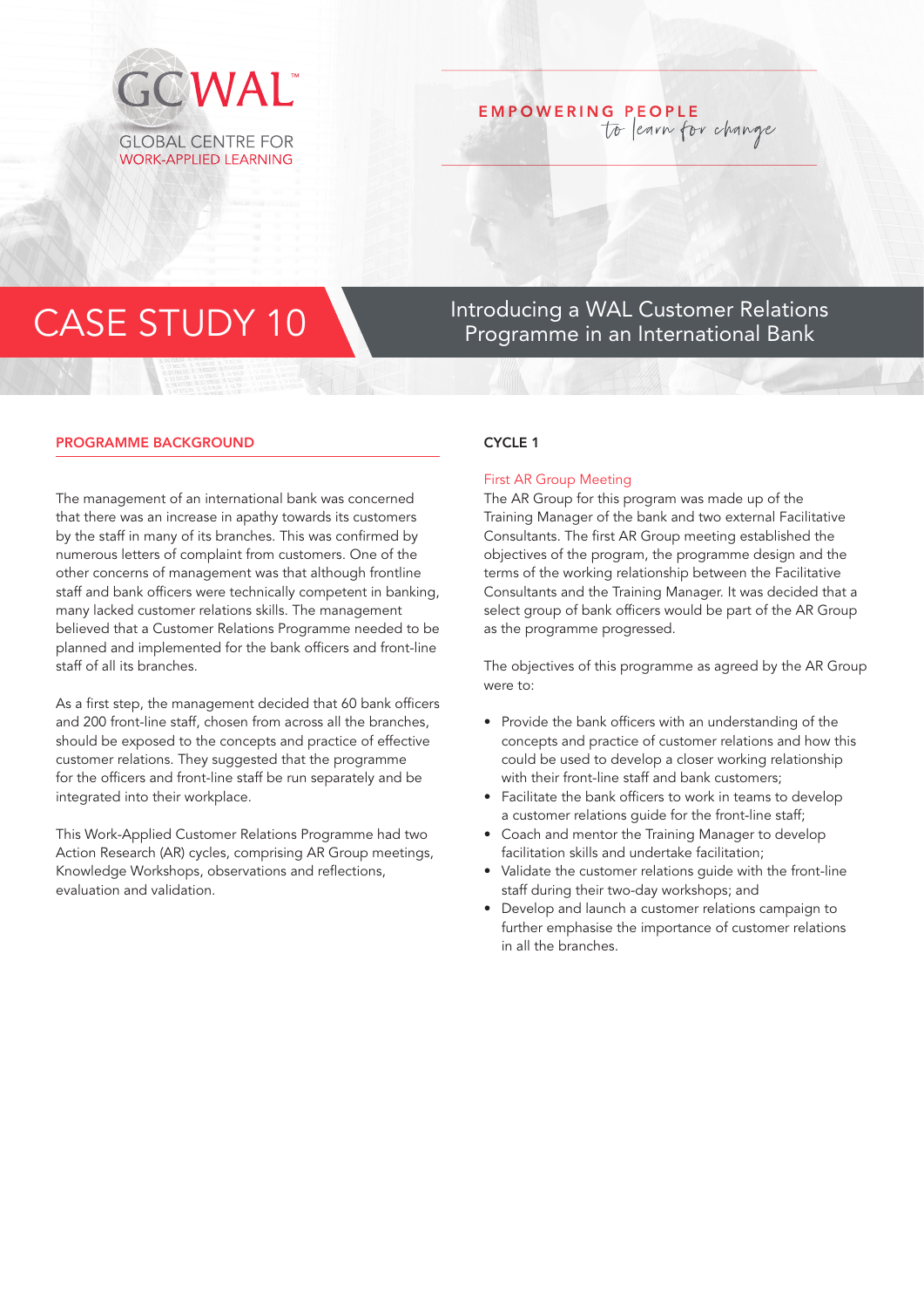GCWAL™

GLOBAL CENTRE FOR WORK-APPLIED LEARNING

EMPOWERING PEOPLE *to learn for change*

# CASE STUDY 10

## Introducing a WAL Customer Relations Programme in an International Bank

### PROGRAMME BACKGROUND

The management of an international bank was concerned that there was an increase in apathy towards its customers by the staff in many of its branches. This was confirmed by numerous letters of complaint from customers. One of the other concerns of management was that although frontline staff and bank officers were technically competent in banking, many lacked customer relations skills. The management believed that a Customer Relations Programme needed to be planned and implemented for the bank officers and front-line staff of all its branches.

As a first step, the management decided that 60 bank officers and 200 front-line staff, chosen from across all the branches, should be exposed to the concepts and practice of effective customer relations. They suggested that the programme for the officers and front-line staff be run separately and be integrated into their workplace.

This Work-Applied Customer Relations Programme had two Action Research (AR) cycles, comprising AR Group meetings, Knowledge Workshops, observations and reflections, evaluation and validation.

### CYCLE 1

#### First AR Group Meeting

The AR Group for this program was made up of the Training Manager of the bank and two external Facilitative Consultants. The first AR Group meeting established the objectives of the program, the programme design and the terms of the working relationship between the Facilitative Consultants and the Training Manager. It was decided that a select group of bank officers would be part of the AR Group as the programme progressed.

The objectives of this programme as agreed by the AR Group were to:

- Provide the bank officers with an understanding of the concepts and practice of customer relations and how this could be used to develop a closer working relationship with their front-line staff and bank customers;
- Facilitate the bank officers to work in teams to develop a customer relations guide for the front-line staff;
- Coach and mentor the Training Manager to develop facilitation skills and undertake facilitation;
- Validate the customer relations guide with the front-line staff during their two-day workshops; and
- Develop and launch a customer relations campaign to further emphasise the importance of customer relations in all the branches.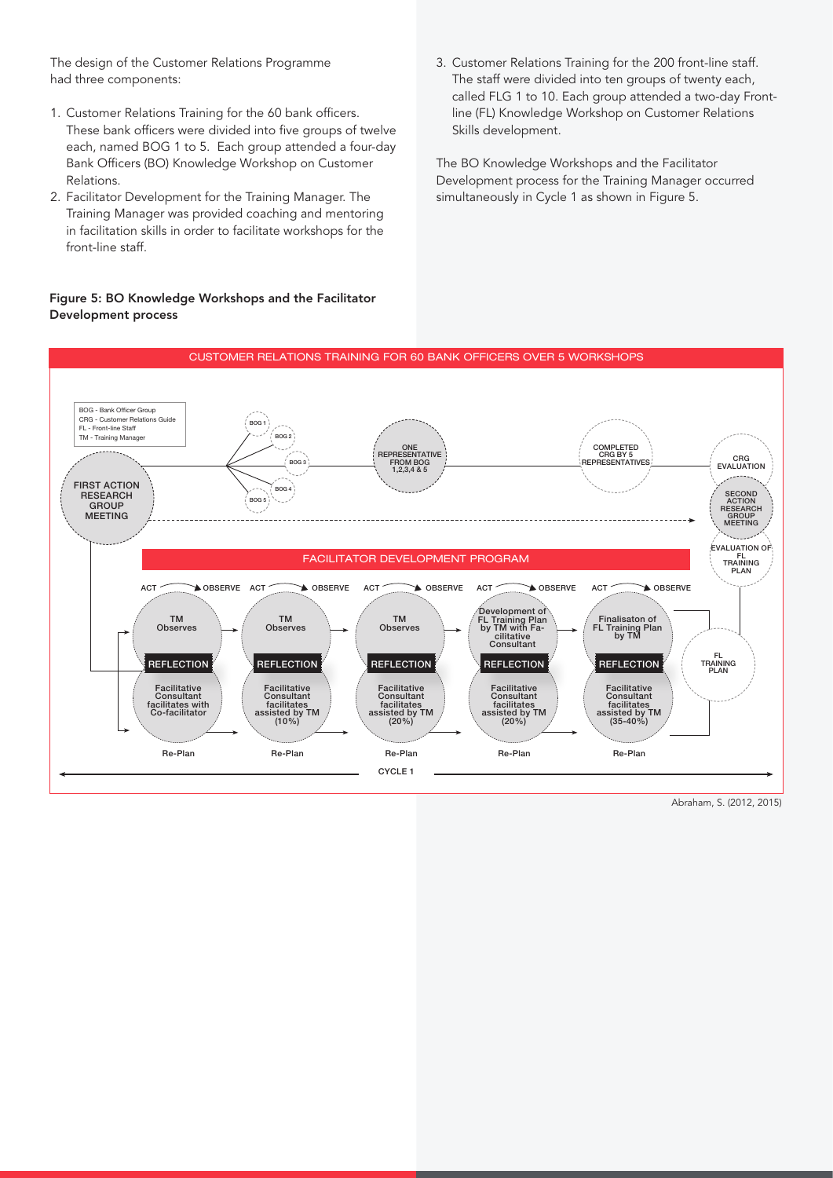The design of the Customer Relations Programme had three components:

1. Customer Relations Training for the 60 bank officers. These bank officers were divided into five groups of twelve each, named BOG 1 to 5. Each group attended a four-day Bank Officers (BO) Knowledge Workshop on Customer Relations.
2. Facilitator Development for the Training Manager. The Training Manager was provided coaching and mentoring in facilitation skills in order to facilitate workshops for the front-line staff.
3. Customer Relations Training for the 200 front-line staff. The staff were divided into ten groups of twenty each, called FLG 1 to 10. Each group attended a two-day Front-line (FL) Knowledge Workshop on Customer Relations Skills development.

The BO Knowledge Workshops and the Facilitator Development process for the Training Manager occurred simultaneously in Cycle 1 as shown in Figure 5.

**Figure 5: BO Knowledge Workshops and the Facilitator Development process**

CUSTOMER RELATIONS TRAINING FOR 60 BANK OFFICERS OVER 5 WORKSHOPS

BOG - Bank Officer Group
CRG - Customer Relations Guide
FL - Front-line Staff
TM - Training Manager

FIRST ACTION RESEARCH GROUP MEETING → BOG 1, BOG 2, BOG 3, BOG 4, BOG 5 → ONE REPRESENTATIVE FROM BOG 1,2,3,4 & 5 → COMPLETED CRG BY 5 REPRESENTATIVES → CRG EVALUATION → SECOND ACTION RESEARCH GROUP MEETING → EVALUATION OF FL TRAINING PLAN

FACILITATOR DEVELOPMENT PROGRAM

| ACT → OBSERVE | ACT → OBSERVE | ACT → OBSERVE | ACT → OBSERVE | ACT → OBSERVE |
|---|---|---|---|---|
| TM Observes | TM Observes | TM Observes | Development of FL Training Plan by TM with Facilitative Consultant | Finalisaton of FL Training Plan by TM |
| REFLECTION | REFLECTION | REFLECTION | REFLECTION | REFLECTION |
| Facilitative Consultant facilitates with Co-facilitator | Facilitative Consultant facilitates assisted by TM (10%) | Facilitative Consultant facilitates assisted by TM (20%) | Facilitative Consultant facilitates assisted by TM (20%) | Facilitative Consultant facilitates assisted by TM (35-40%) |
| Re-Plan | Re-Plan | Re-Plan | Re-Plan | Re-Plan |

→ FL TRAINING PLAN

CYCLE 1

Abraham, S. (2012, 2015)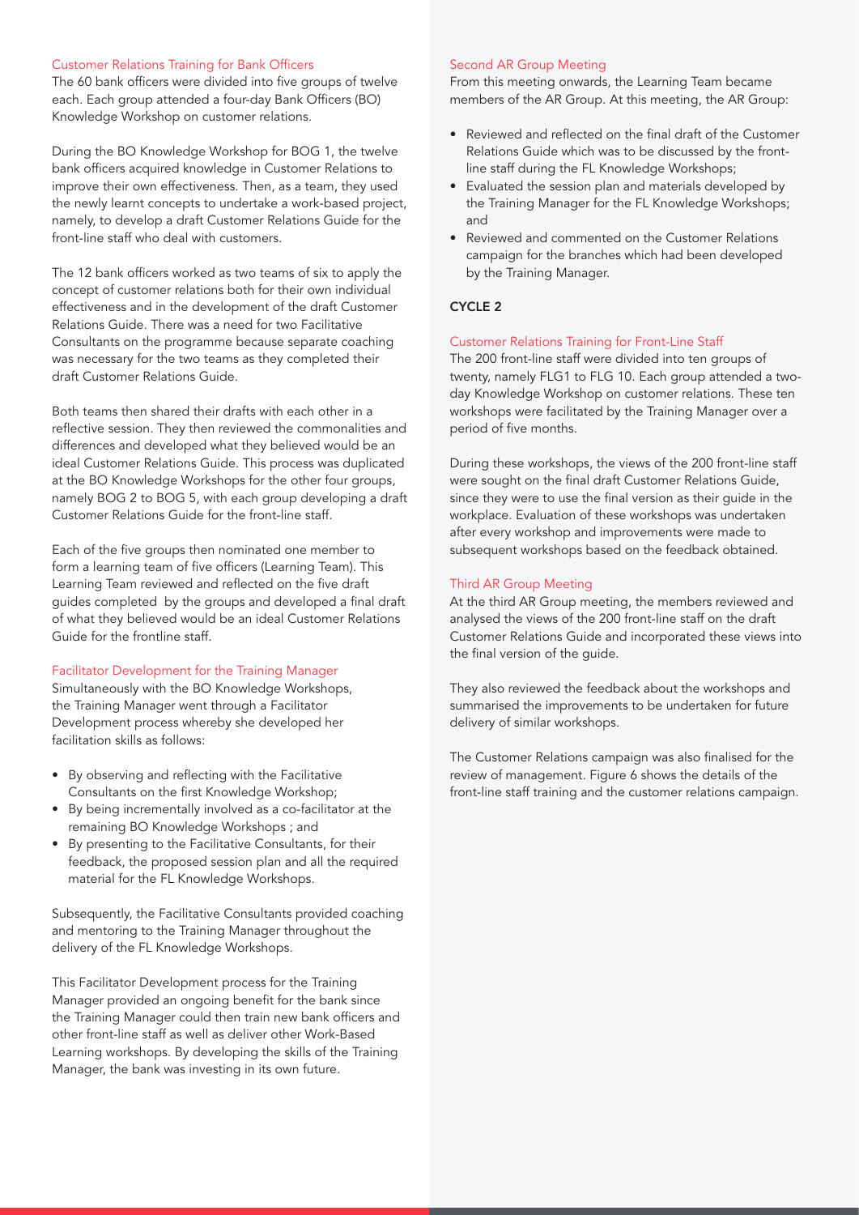### Customer Relations Training for Bank Officers

The 60 bank officers were divided into five groups of twelve each. Each group attended a four-day Bank Officers (BO) Knowledge Workshop on customer relations.

During the BO Knowledge Workshop for BOG 1, the twelve bank officers acquired knowledge in Customer Relations to improve their own effectiveness. Then, as a team, they used the newly learnt concepts to undertake a work-based project, namely, to develop a draft Customer Relations Guide for the front-line staff who deal with customers.

The 12 bank officers worked as two teams of six to apply the concept of customer relations both for their own individual effectiveness and in the development of the draft Customer Relations Guide. There was a need for two Facilitative Consultants on the programme because separate coaching was necessary for the two teams as they completed their draft Customer Relations Guide.

Both teams then shared their drafts with each other in a reflective session. They then reviewed the commonalities and differences and developed what they believed would be an ideal Customer Relations Guide. This process was duplicated at the BO Knowledge Workshops for the other four groups, namely BOG 2 to BOG 5, with each group developing a draft Customer Relations Guide for the front-line staff.

Each of the five groups then nominated one member to form a learning team of five officers (Learning Team). This Learning Team reviewed and reflected on the five draft guides completed by the groups and developed a final draft of what they believed would be an ideal Customer Relations Guide for the frontline staff.

### Facilitator Development for the Training Manager

Simultaneously with the BO Knowledge Workshops, the Training Manager went through a Facilitator Development process whereby she developed her facilitation skills as follows:

- By observing and reflecting with the Facilitative Consultants on the first Knowledge Workshop;
- By being incrementally involved as a co-facilitator at the remaining BO Knowledge Workshops ; and
- By presenting to the Facilitative Consultants, for their feedback, the proposed session plan and all the required material for the FL Knowledge Workshops.

Subsequently, the Facilitative Consultants provided coaching and mentoring to the Training Manager throughout the delivery of the FL Knowledge Workshops.

This Facilitator Development process for the Training Manager provided an ongoing benefit for the bank since the Training Manager could then train new bank officers and other front-line staff as well as deliver other Work-Based Learning workshops. By developing the skills of the Training Manager, the bank was investing in its own future.

### Second AR Group Meeting

From this meeting onwards, the Learning Team became members of the AR Group. At this meeting, the AR Group:

- Reviewed and reflected on the final draft of the Customer Relations Guide which was to be discussed by the front-line staff during the FL Knowledge Workshops;
- Evaluated the session plan and materials developed by the Training Manager for the FL Knowledge Workshops; and
- Reviewed and commented on the Customer Relations campaign for the branches which had been developed by the Training Manager.

## CYCLE 2

### Customer Relations Training for Front-Line Staff

The 200 front-line staff were divided into ten groups of twenty, namely FLG1 to FLG 10. Each group attended a two-day Knowledge Workshop on customer relations. These ten workshops were facilitated by the Training Manager over a period of five months.

During these workshops, the views of the 200 front-line staff were sought on the final draft Customer Relations Guide, since they were to use the final version as their guide in the workplace. Evaluation of these workshops was undertaken after every workshop and improvements were made to subsequent workshops based on the feedback obtained.

### Third AR Group Meeting

At the third AR Group meeting, the members reviewed and analysed the views of the 200 front-line staff on the draft Customer Relations Guide and incorporated these views into the final version of the guide.

They also reviewed the feedback about the workshops and summarised the improvements to be undertaken for future delivery of similar workshops.

The Customer Relations campaign was also finalised for the review of management. Figure 6 shows the details of the front-line staff training and the customer relations campaign.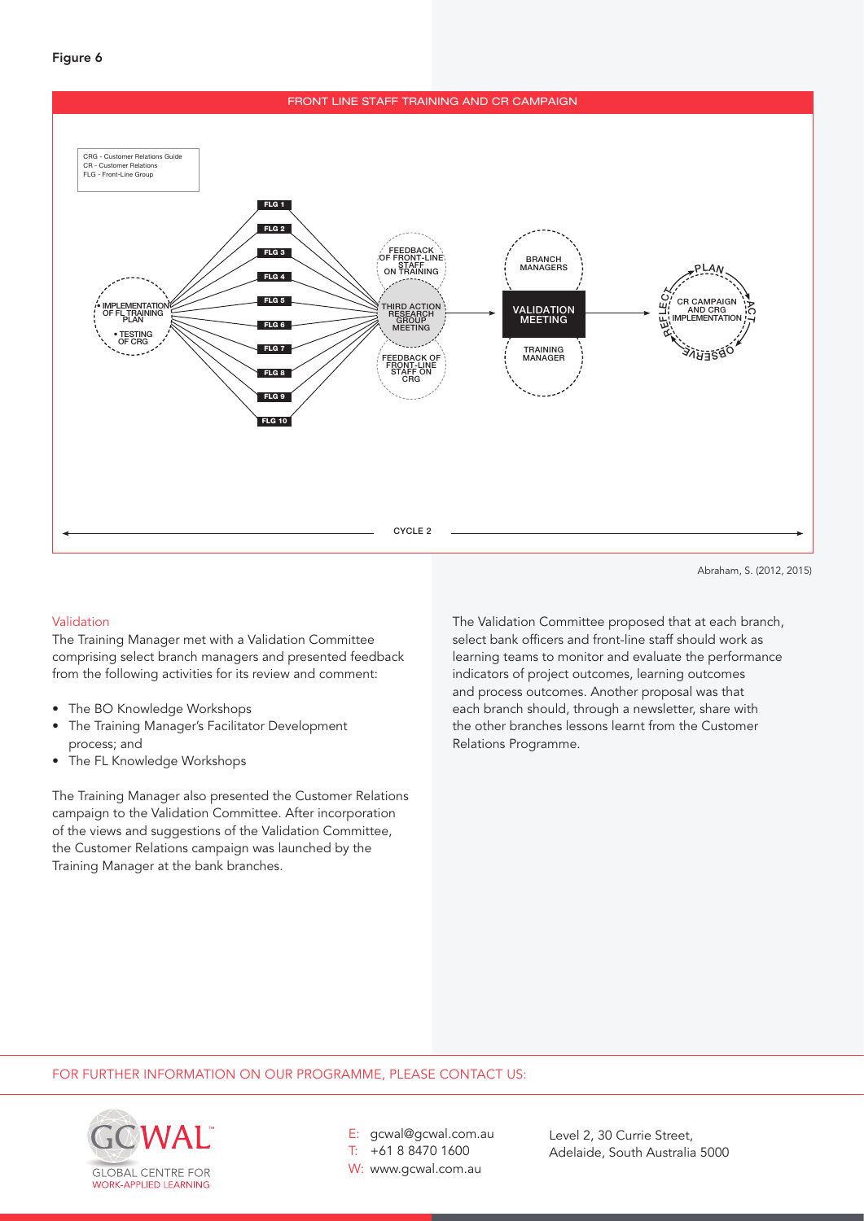Figure 6

FRONT LINE STAFF TRAINING AND CR CAMPAIGN

CRG - Customer Relations Guide
CR - Customer Relations
FLG - Front-Line Group

• IMPLEMENTATION OF FL TRAINING PLAN
• TESTING OF CRG

FLG 1
FLG 2
FLG 3
FLG 4
FLG 5
FLG 6
FLG 7
FLG 8
FLG 9
FLG 10

FEEDBACK OF FRONT-LINE STAFF ON TRAINING
THIRD ACTION RESEARCH GROUP MEETING
FEEDBACK OF FRONT-LINE STAFF ON CRG

BRANCH MANAGERS
VALIDATION MEETING
TRAINING MANAGER

PLAN
ACT
OBSERVE
REFLECT
CR CAMPAIGN AND CRG IMPLEMENTATION

CYCLE 2

Abraham, S. (2012, 2015)

## Validation

The Training Manager met with a Validation Committee comprising select branch managers and presented feedback from the following activities for its review and comment:

- The BO Knowledge Workshops
- The Training Manager's Facilitator Development process; and
- The FL Knowledge Workshops

The Training Manager also presented the Customer Relations campaign to the Validation Committee. After incorporation of the views and suggestions of the Validation Committee, the Customer Relations campaign was launched by the Training Manager at the bank branches.

The Validation Committee proposed that at each branch, select bank officers and front-line staff should work as learning teams to monitor and evaluate the performance indicators of project outcomes, learning outcomes and process outcomes. Another proposal was that each branch should, through a newsletter, share with the other branches lessons learnt from the Customer Relations Programme.

FOR FURTHER INFORMATION ON OUR PROGRAMME, PLEASE CONTACT US:

GCWAL™
GLOBAL CENTRE FOR WORK-APPLIED LEARNING

E: gcwal@gcwal.com.au
T: +61 8 8470 1600
W: www.gcwal.com.au

Level 2, 30 Currie Street,
Adelaide, South Australia 5000